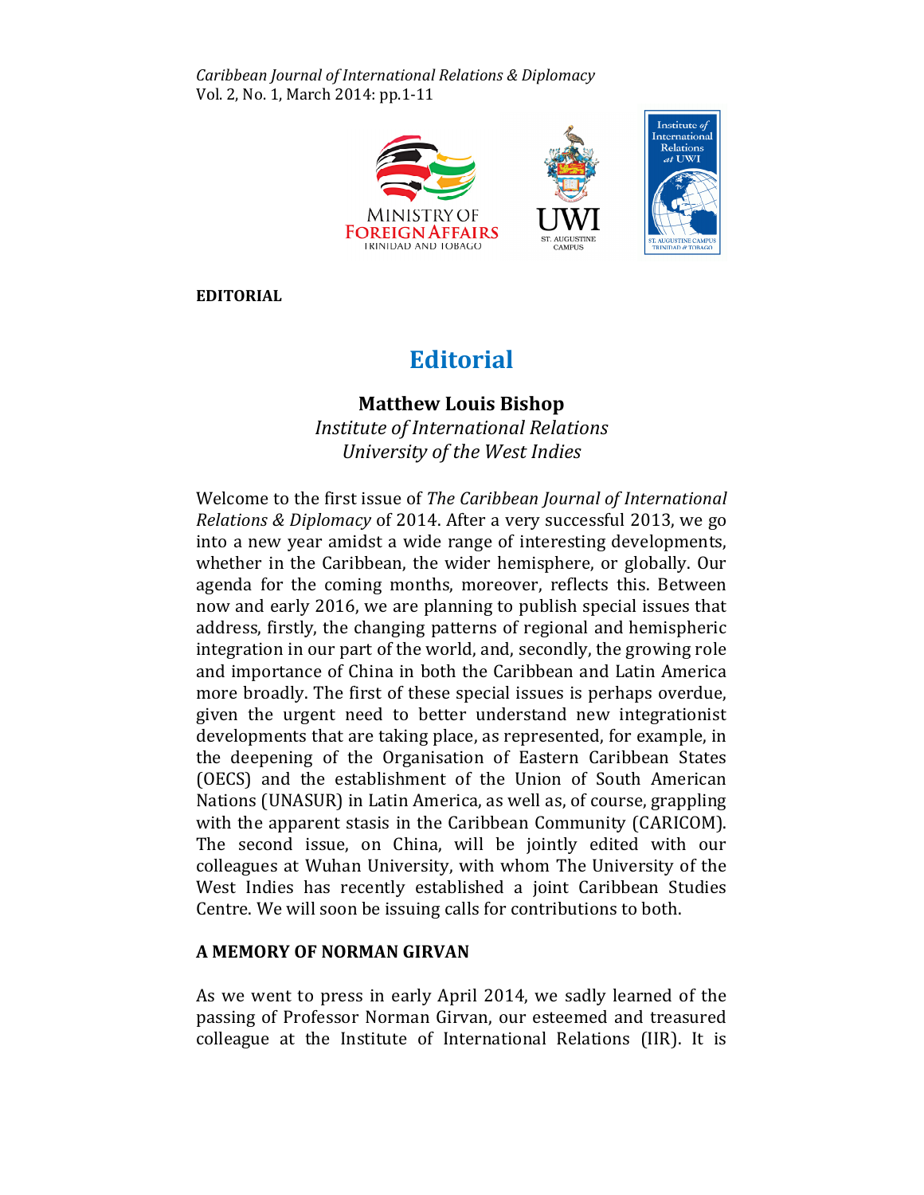**EDITORIAL**

# Editorial

**Matthew Louis Bishop**
*Institute of International Relations*
*University of the West Indies*

Welcome to the first issue of *The Caribbean Journal of International Relations & Diplomacy* of 2014. After a very successful 2013, we go into a new year amidst a wide range of interesting developments, whether in the Caribbean, the wider hemisphere, or globally. Our agenda for the coming months, moreover, reflects this. Between now and early 2016, we are planning to publish special issues that address, firstly, the changing patterns of regional and hemispheric integration in our part of the world, and, secondly, the growing role and importance of China in both the Caribbean and Latin America more broadly. The first of these special issues is perhaps overdue, given the urgent need to better understand new integrationist developments that are taking place, as represented, for example, in the deepening of the Organisation of Eastern Caribbean States (OECS) and the establishment of the Union of South American Nations (UNASUR) in Latin America, as well as, of course, grappling with the apparent stasis in the Caribbean Community (CARICOM). The second issue, on China, will be jointly edited with our colleagues at Wuhan University, with whom The University of the West Indies has recently established a joint Caribbean Studies Centre. We will soon be issuing calls for contributions to both.

## A MEMORY OF NORMAN GIRVAN

As we went to press in early April 2014, we sadly learned of the passing of Professor Norman Girvan, our esteemed and treasured colleague at the Institute of International Relations (IIR). It is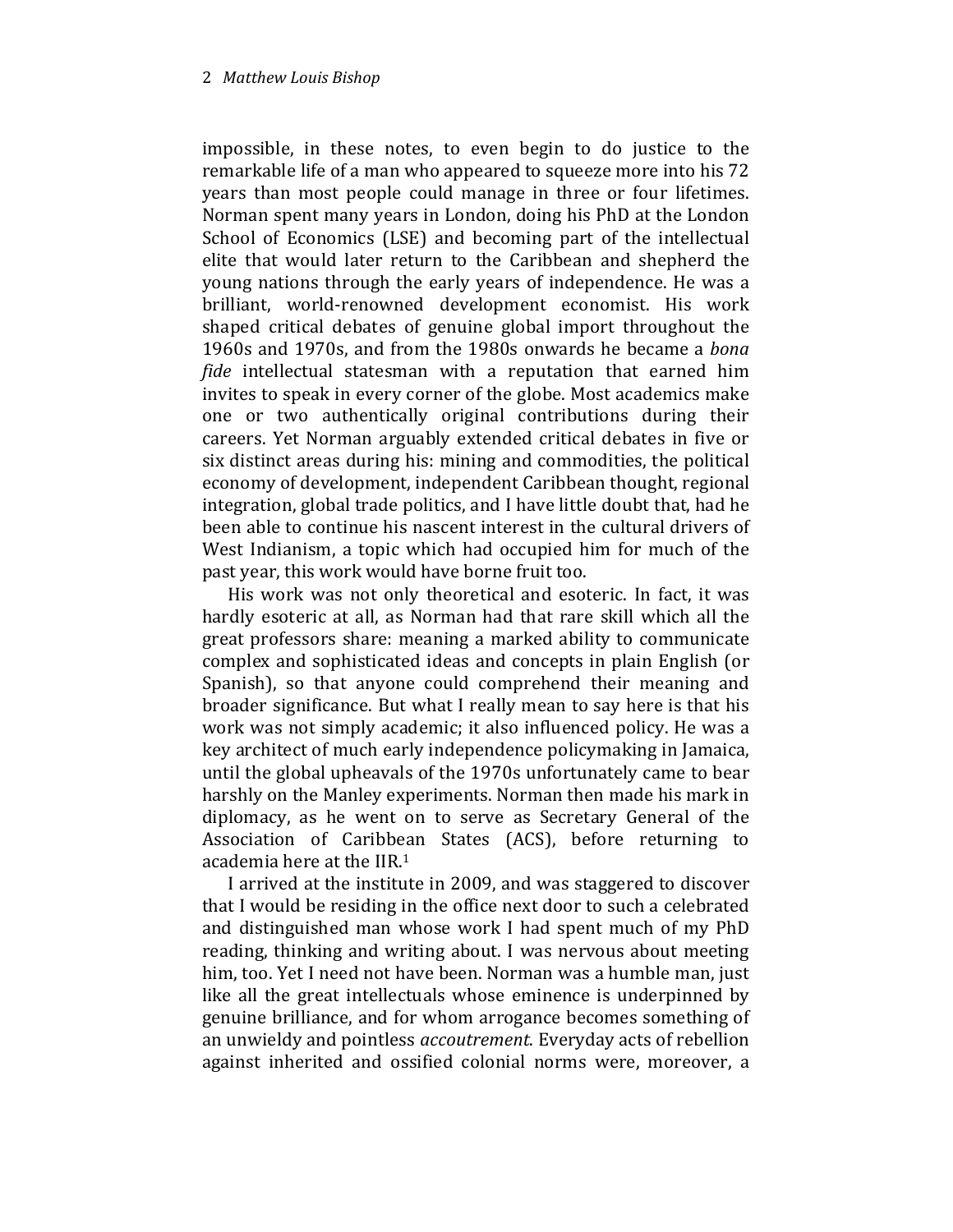impossible, in these notes, to even begin to do justice to the remarkable life of a man who appeared to squeeze more into his 72 years than most people could manage in three or four lifetimes. Norman spent many years in London, doing his PhD at the London School of Economics (LSE) and becoming part of the intellectual elite that would later return to the Caribbean and shepherd the young nations through the early years of independence. He was a brilliant, world-renowned development economist. His work shaped critical debates of genuine global import throughout the 1960s and 1970s, and from the 1980s onwards he became a *bona fide* intellectual statesman with a reputation that earned him invites to speak in every corner of the globe. Most academics make one or two authentically original contributions during their careers. Yet Norman arguably extended critical debates in five or six distinct areas during his: mining and commodities, the political economy of development, independent Caribbean thought, regional integration, global trade politics, and I have little doubt that, had he been able to continue his nascent interest in the cultural drivers of West Indianism, a topic which had occupied him for much of the past year, this work would have borne fruit too.

His work was not only theoretical and esoteric. In fact, it was hardly esoteric at all, as Norman had that rare skill which all the great professors share: meaning a marked ability to communicate complex and sophisticated ideas and concepts in plain English (or Spanish), so that anyone could comprehend their meaning and broader significance. But what I really mean to say here is that his work was not simply academic; it also influenced policy. He was a key architect of much early independence policymaking in Jamaica, until the global upheavals of the 1970s unfortunately came to bear harshly on the Manley experiments. Norman then made his mark in diplomacy, as he went on to serve as Secretary General of the Association of Caribbean States (ACS), before returning to academia here at the IIR.[1]

I arrived at the institute in 2009, and was staggered to discover that I would be residing in the office next door to such a celebrated and distinguished man whose work I had spent much of my PhD reading, thinking and writing about. I was nervous about meeting him, too. Yet I need not have been. Norman was a humble man, just like all the great intellectuals whose eminence is underpinned by genuine brilliance, and for whom arrogance becomes something of an unwieldy and pointless *accoutrement*. Everyday acts of rebellion against inherited and ossified colonial norms were, moreover, a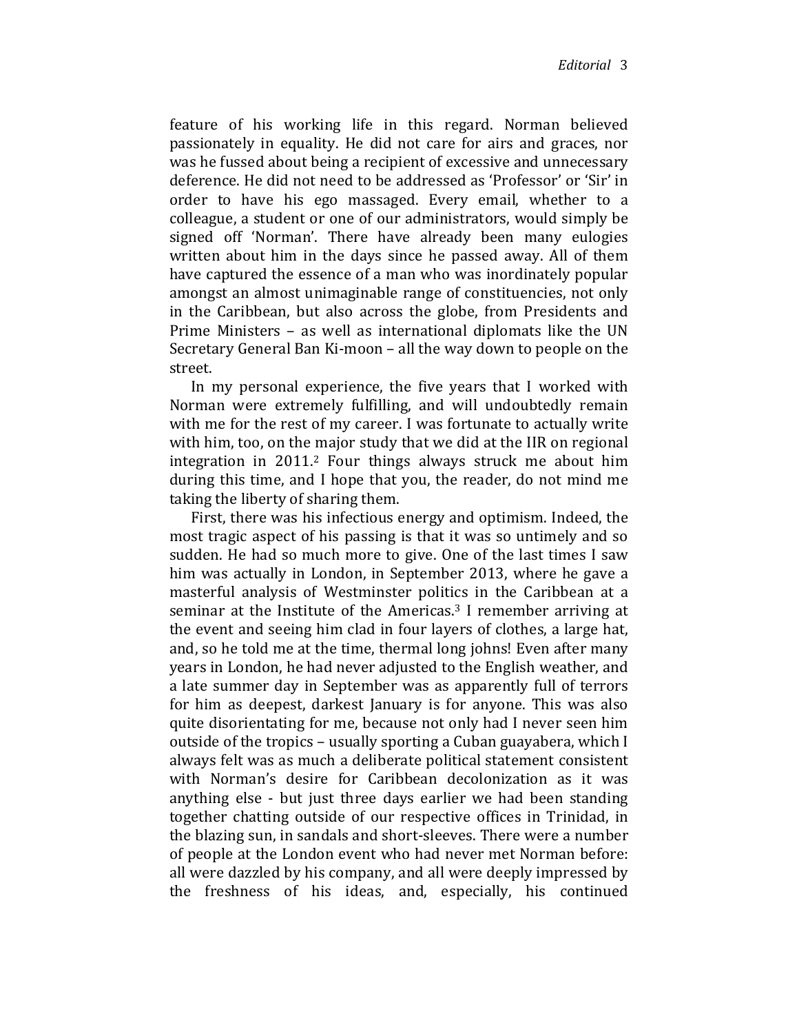feature of his working life in this regard. Norman believed passionately in equality. He did not care for airs and graces, nor was he fussed about being a recipient of excessive and unnecessary deference. He did not need to be addressed as 'Professor' or 'Sir' in order to have his ego massaged. Every email, whether to a colleague, a student or one of our administrators, would simply be signed off 'Norman'. There have already been many eulogies written about him in the days since he passed away. All of them have captured the essence of a man who was inordinately popular amongst an almost unimaginable range of constituencies, not only in the Caribbean, but also across the globe, from Presidents and Prime Ministers – as well as international diplomats like the UN Secretary General Ban Ki-moon – all the way down to people on the street.

In my personal experience, the five years that I worked with Norman were extremely fulfilling, and will undoubtedly remain with me for the rest of my career. I was fortunate to actually write with him, too, on the major study that we did at the IIR on regional integration in 2011.[2] Four things always struck me about him during this time, and I hope that you, the reader, do not mind me taking the liberty of sharing them.

First, there was his infectious energy and optimism. Indeed, the most tragic aspect of his passing is that it was so untimely and so sudden. He had so much more to give. One of the last times I saw him was actually in London, in September 2013, where he gave a masterful analysis of Westminster politics in the Caribbean at a seminar at the Institute of the Americas.[3] I remember arriving at the event and seeing him clad in four layers of clothes, a large hat, and, so he told me at the time, thermal long johns! Even after many years in London, he had never adjusted to the English weather, and a late summer day in September was as apparently full of terrors for him as deepest, darkest January is for anyone. This was also quite disorientating for me, because not only had I never seen him outside of the tropics – usually sporting a Cuban guayabera, which I always felt was as much a deliberate political statement consistent with Norman's desire for Caribbean decolonization as it was anything else - but just three days earlier we had been standing together chatting outside of our respective offices in Trinidad, in the blazing sun, in sandals and short-sleeves. There were a number of people at the London event who had never met Norman before: all were dazzled by his company, and all were deeply impressed by the freshness of his ideas, and, especially, his continued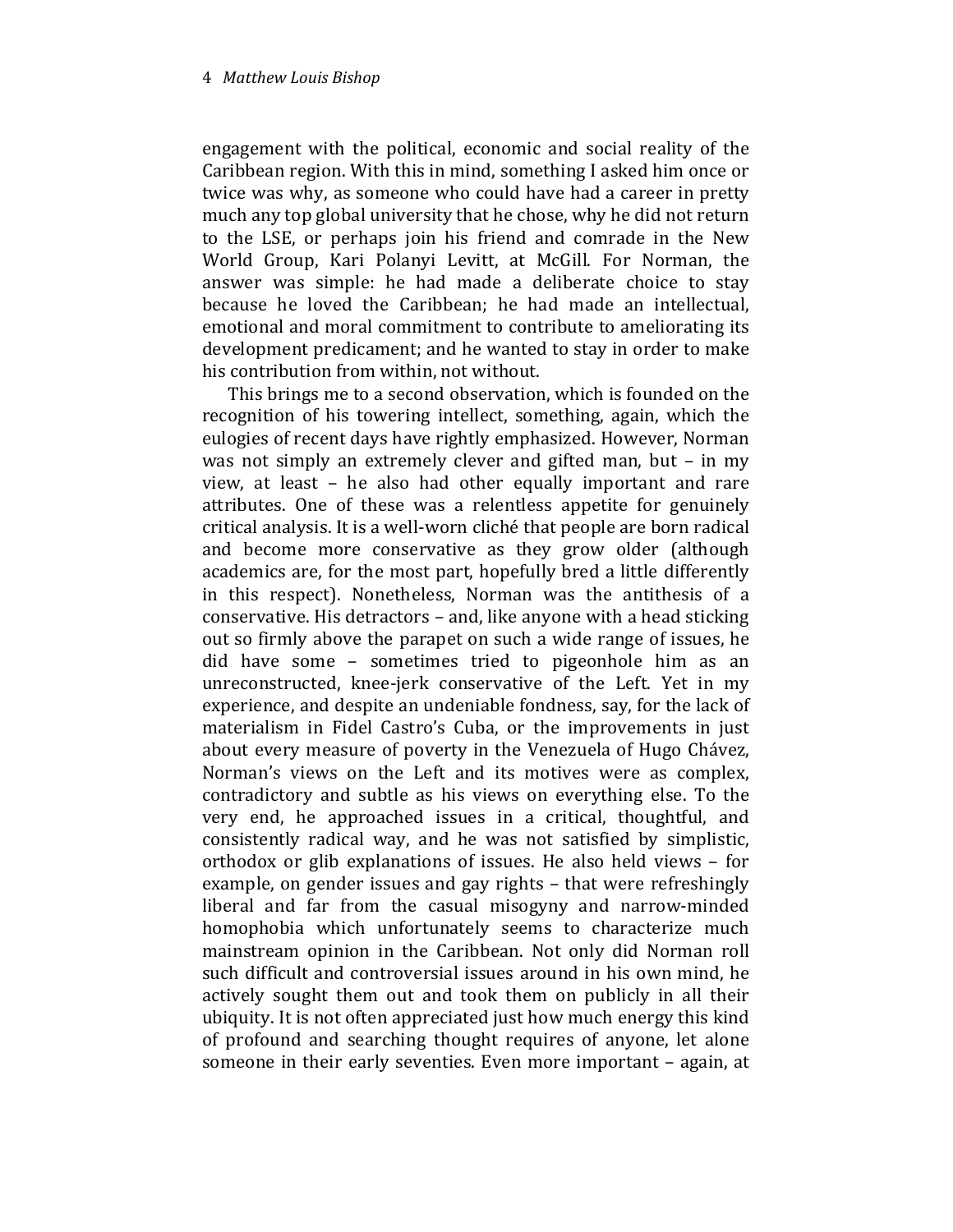engagement with the political, economic and social reality of the Caribbean region. With this in mind, something I asked him once or twice was why, as someone who could have had a career in pretty much any top global university that he chose, why he did not return to the LSE, or perhaps join his friend and comrade in the New World Group, Kari Polanyi Levitt, at McGill. For Norman, the answer was simple: he had made a deliberate choice to stay because he loved the Caribbean; he had made an intellectual, emotional and moral commitment to contribute to ameliorating its development predicament; and he wanted to stay in order to make his contribution from within, not without.

This brings me to a second observation, which is founded on the recognition of his towering intellect, something, again, which the eulogies of recent days have rightly emphasized. However, Norman was not simply an extremely clever and gifted man, but – in my view, at least – he also had other equally important and rare attributes. One of these was a relentless appetite for genuinely critical analysis. It is a well-worn cliché that people are born radical and become more conservative as they grow older (although academics are, for the most part, hopefully bred a little differently in this respect). Nonetheless, Norman was the antithesis of a conservative. His detractors – and, like anyone with a head sticking out so firmly above the parapet on such a wide range of issues, he did have some – sometimes tried to pigeonhole him as an unreconstructed, knee-jerk conservative of the Left. Yet in my experience, and despite an undeniable fondness, say, for the lack of materialism in Fidel Castro's Cuba, or the improvements in just about every measure of poverty in the Venezuela of Hugo Chávez, Norman's views on the Left and its motives were as complex, contradictory and subtle as his views on everything else. To the very end, he approached issues in a critical, thoughtful, and consistently radical way, and he was not satisfied by simplistic, orthodox or glib explanations of issues. He also held views – for example, on gender issues and gay rights – that were refreshingly liberal and far from the casual misogyny and narrow-minded homophobia which unfortunately seems to characterize much mainstream opinion in the Caribbean. Not only did Norman roll such difficult and controversial issues around in his own mind, he actively sought them out and took them on publicly in all their ubiquity. It is not often appreciated just how much energy this kind of profound and searching thought requires of anyone, let alone someone in their early seventies. Even more important – again, at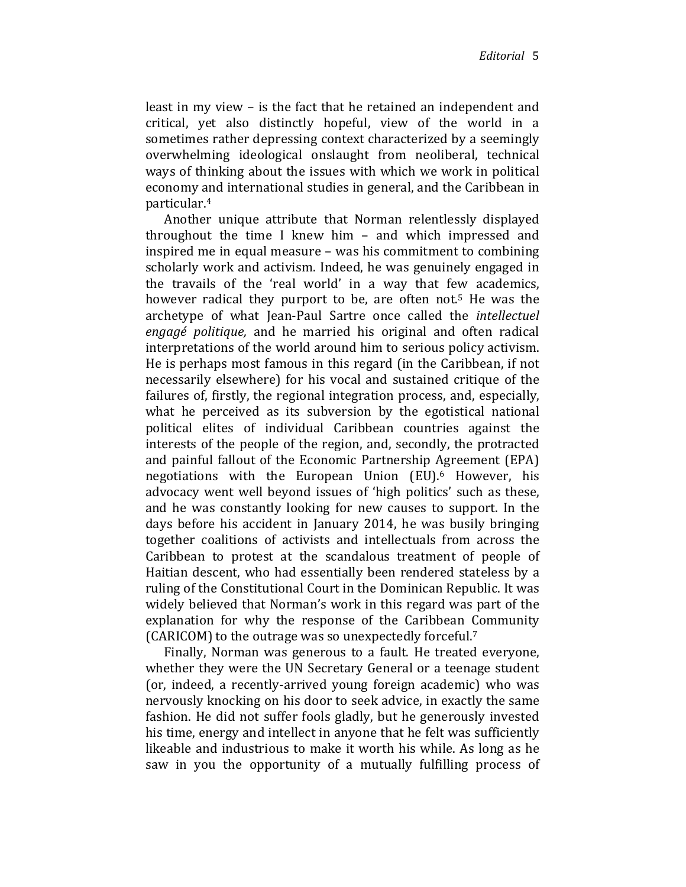least in my view – is the fact that he retained an independent and critical, yet also distinctly hopeful, view of the world in a sometimes rather depressing context characterized by a seemingly overwhelming ideological onslaught from neoliberal, technical ways of thinking about the issues with which we work in political economy and international studies in general, and the Caribbean in particular.[4]

Another unique attribute that Norman relentlessly displayed throughout the time I knew him – and which impressed and inspired me in equal measure – was his commitment to combining scholarly work and activism. Indeed, he was genuinely engaged in the travails of the 'real world' in a way that few academics, however radical they purport to be, are often not.[5] He was the archetype of what Jean-Paul Sartre once called the *intellectuel engagé politique,* and he married his original and often radical interpretations of the world around him to serious policy activism. He is perhaps most famous in this regard (in the Caribbean, if not necessarily elsewhere) for his vocal and sustained critique of the failures of, firstly, the regional integration process, and, especially, what he perceived as its subversion by the egotistical national political elites of individual Caribbean countries against the interests of the people of the region, and, secondly, the protracted and painful fallout of the Economic Partnership Agreement (EPA) negotiations with the European Union (EU).[6] However, his advocacy went well beyond issues of 'high politics' such as these, and he was constantly looking for new causes to support. In the days before his accident in January 2014, he was busily bringing together coalitions of activists and intellectuals from across the Caribbean to protest at the scandalous treatment of people of Haitian descent, who had essentially been rendered stateless by a ruling of the Constitutional Court in the Dominican Republic. It was widely believed that Norman's work in this regard was part of the explanation for why the response of the Caribbean Community (CARICOM) to the outrage was so unexpectedly forceful.[7]

Finally, Norman was generous to a fault. He treated everyone, whether they were the UN Secretary General or a teenage student (or, indeed, a recently-arrived young foreign academic) who was nervously knocking on his door to seek advice, in exactly the same fashion. He did not suffer fools gladly, but he generously invested his time, energy and intellect in anyone that he felt was sufficiently likeable and industrious to make it worth his while. As long as he saw in you the opportunity of a mutually fulfilling process of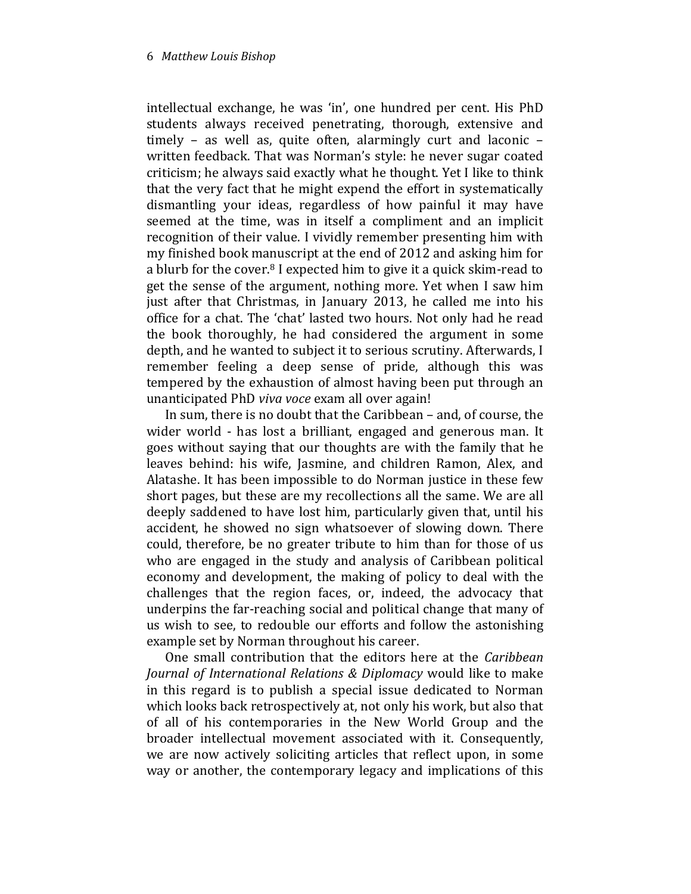intellectual exchange, he was 'in', one hundred per cent. His PhD students always received penetrating, thorough, extensive and timely – as well as, quite often, alarmingly curt and laconic – written feedback. That was Norman's style: he never sugar coated criticism; he always said exactly what he thought. Yet I like to think that the very fact that he might expend the effort in systematically dismantling your ideas, regardless of how painful it may have seemed at the time, was in itself a compliment and an implicit recognition of their value. I vividly remember presenting him with my finished book manuscript at the end of 2012 and asking him for a blurb for the cover.[8] I expected him to give it a quick skim-read to get the sense of the argument, nothing more. Yet when I saw him just after that Christmas, in January 2013, he called me into his office for a chat. The 'chat' lasted two hours. Not only had he read the book thoroughly, he had considered the argument in some depth, and he wanted to subject it to serious scrutiny. Afterwards, I remember feeling a deep sense of pride, although this was tempered by the exhaustion of almost having been put through an unanticipated PhD *viva voce* exam all over again!

In sum, there is no doubt that the Caribbean – and, of course, the wider world - has lost a brilliant, engaged and generous man. It goes without saying that our thoughts are with the family that he leaves behind: his wife, Jasmine, and children Ramon, Alex, and Alatashe. It has been impossible to do Norman justice in these few short pages, but these are my recollections all the same. We are all deeply saddened to have lost him, particularly given that, until his accident, he showed no sign whatsoever of slowing down. There could, therefore, be no greater tribute to him than for those of us who are engaged in the study and analysis of Caribbean political economy and development, the making of policy to deal with the challenges that the region faces, or, indeed, the advocacy that underpins the far-reaching social and political change that many of us wish to see, to redouble our efforts and follow the astonishing example set by Norman throughout his career.

One small contribution that the editors here at the *Caribbean Journal of International Relations & Diplomacy* would like to make in this regard is to publish a special issue dedicated to Norman which looks back retrospectively at, not only his work, but also that of all of his contemporaries in the New World Group and the broader intellectual movement associated with it. Consequently, we are now actively soliciting articles that reflect upon, in some way or another, the contemporary legacy and implications of this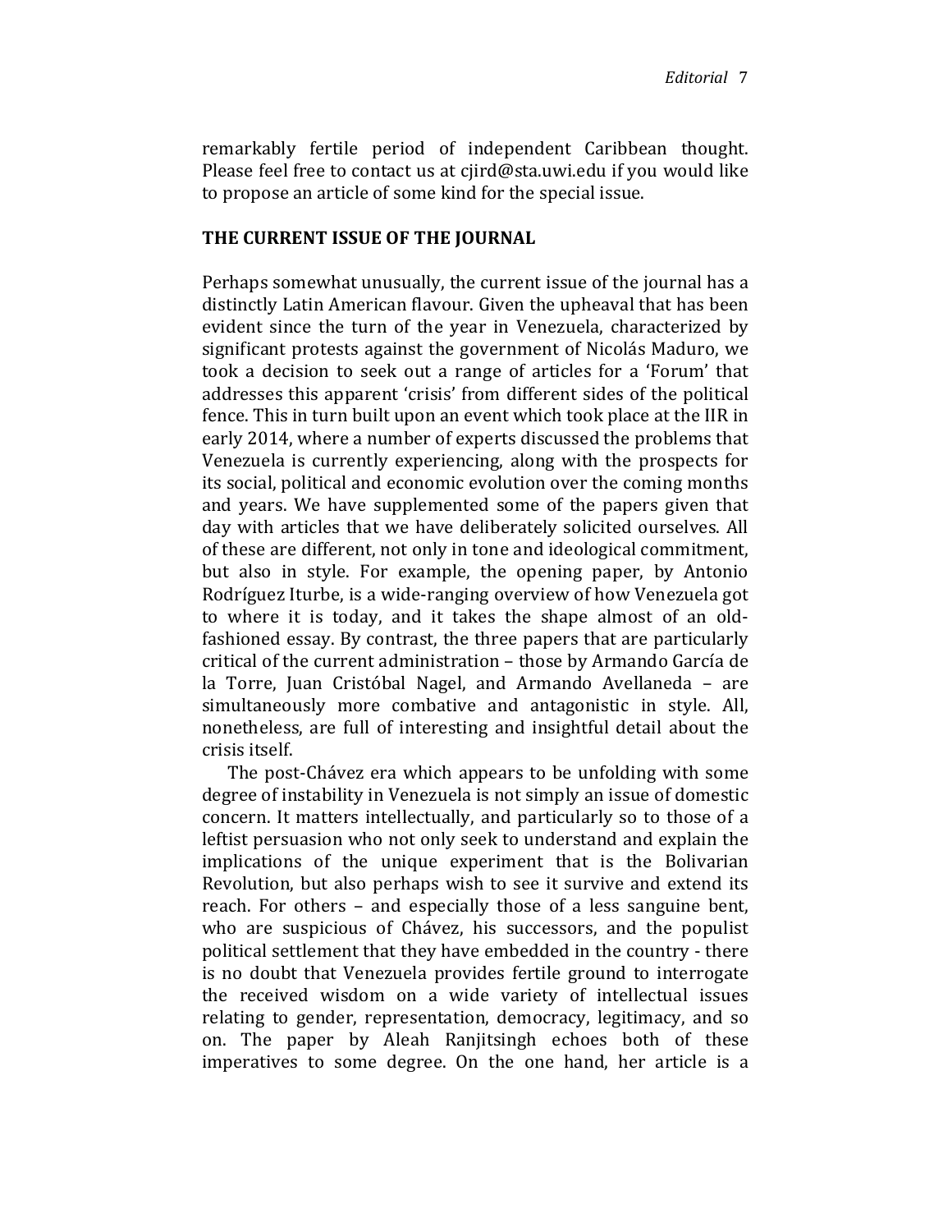remarkably fertile period of independent Caribbean thought. Please feel free to contact us at cjird@sta.uwi.edu if you would like to propose an article of some kind for the special issue.

## THE CURRENT ISSUE OF THE JOURNAL

Perhaps somewhat unusually, the current issue of the journal has a distinctly Latin American flavour. Given the upheaval that has been evident since the turn of the year in Venezuela, characterized by significant protests against the government of Nicolás Maduro, we took a decision to seek out a range of articles for a 'Forum' that addresses this apparent 'crisis' from different sides of the political fence. This in turn built upon an event which took place at the IIR in early 2014, where a number of experts discussed the problems that Venezuela is currently experiencing, along with the prospects for its social, political and economic evolution over the coming months and years. We have supplemented some of the papers given that day with articles that we have deliberately solicited ourselves. All of these are different, not only in tone and ideological commitment, but also in style. For example, the opening paper, by Antonio Rodríguez Iturbe, is a wide-ranging overview of how Venezuela got to where it is today, and it takes the shape almost of an old-fashioned essay. By contrast, the three papers that are particularly critical of the current administration – those by Armando García de la Torre, Juan Cristóbal Nagel, and Armando Avellaneda – are simultaneously more combative and antagonistic in style. All, nonetheless, are full of interesting and insightful detail about the crisis itself.

The post-Chávez era which appears to be unfolding with some degree of instability in Venezuela is not simply an issue of domestic concern. It matters intellectually, and particularly so to those of a leftist persuasion who not only seek to understand and explain the implications of the unique experiment that is the Bolivarian Revolution, but also perhaps wish to see it survive and extend its reach. For others – and especially those of a less sanguine bent, who are suspicious of Chávez, his successors, and the populist political settlement that they have embedded in the country - there is no doubt that Venezuela provides fertile ground to interrogate the received wisdom on a wide variety of intellectual issues relating to gender, representation, democracy, legitimacy, and so on. The paper by Aleah Ranjitsingh echoes both of these imperatives to some degree. On the one hand, her article is a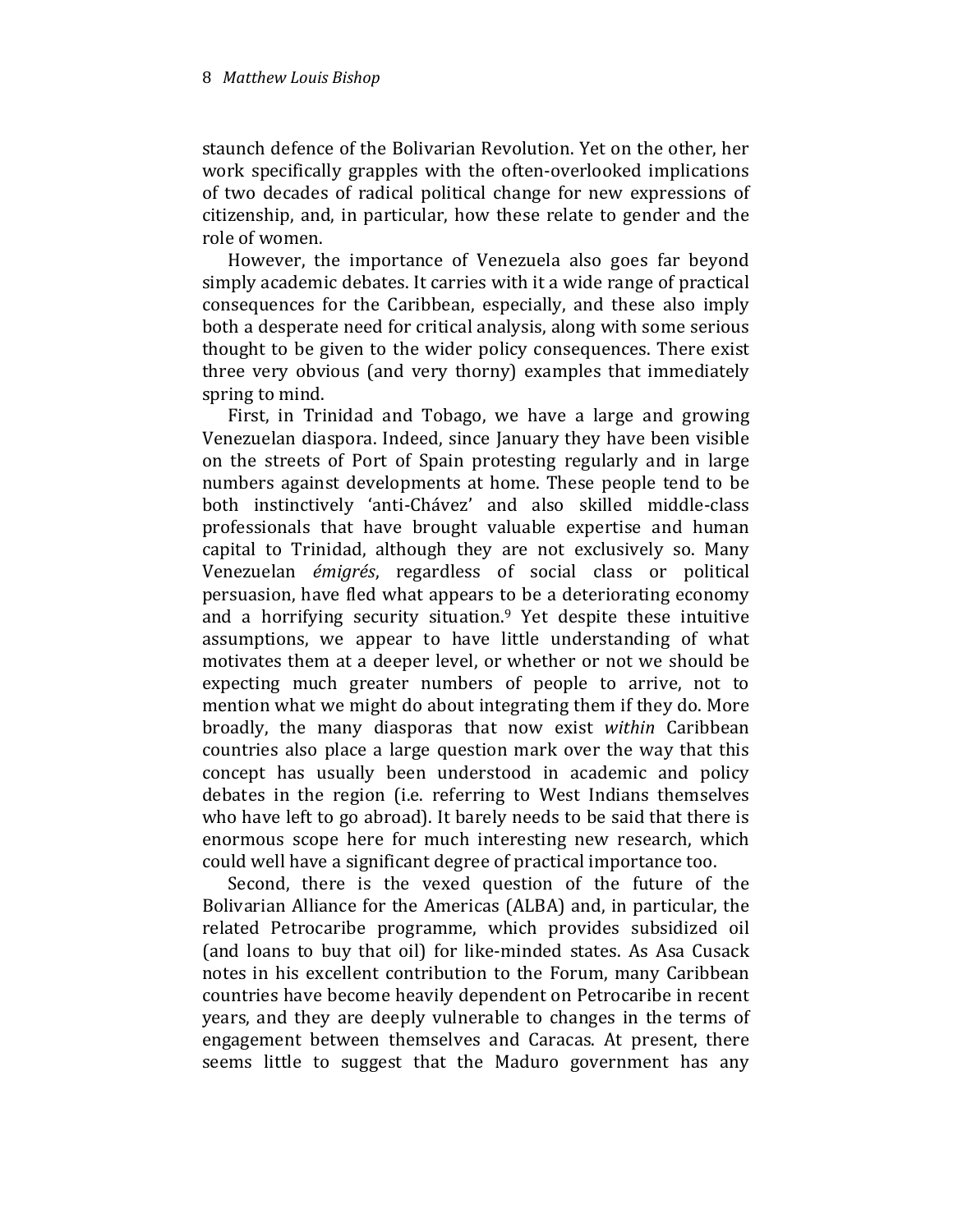staunch defence of the Bolivarian Revolution. Yet on the other, her work specifically grapples with the often-overlooked implications of two decades of radical political change for new expressions of citizenship, and, in particular, how these relate to gender and the role of women.

However, the importance of Venezuela also goes far beyond simply academic debates. It carries with it a wide range of practical consequences for the Caribbean, especially, and these also imply both a desperate need for critical analysis, along with some serious thought to be given to the wider policy consequences. There exist three very obvious (and very thorny) examples that immediately spring to mind.

First, in Trinidad and Tobago, we have a large and growing Venezuelan diaspora. Indeed, since January they have been visible on the streets of Port of Spain protesting regularly and in large numbers against developments at home. These people tend to be both instinctively 'anti-Chávez' and also skilled middle-class professionals that have brought valuable expertise and human capital to Trinidad, although they are not exclusively so. Many Venezuelan *émigrés*, regardless of social class or political persuasion, have fled what appears to be a deteriorating economy and a horrifying security situation.[9] Yet despite these intuitive assumptions, we appear to have little understanding of what motivates them at a deeper level, or whether or not we should be expecting much greater numbers of people to arrive, not to mention what we might do about integrating them if they do. More broadly, the many diasporas that now exist *within* Caribbean countries also place a large question mark over the way that this concept has usually been understood in academic and policy debates in the region (i.e. referring to West Indians themselves who have left to go abroad). It barely needs to be said that there is enormous scope here for much interesting new research, which could well have a significant degree of practical importance too.

Second, there is the vexed question of the future of the Bolivarian Alliance for the Americas (ALBA) and, in particular, the related Petrocaribe programme, which provides subsidized oil (and loans to buy that oil) for like-minded states. As Asa Cusack notes in his excellent contribution to the Forum, many Caribbean countries have become heavily dependent on Petrocaribe in recent years, and they are deeply vulnerable to changes in the terms of engagement between themselves and Caracas. At present, there seems little to suggest that the Maduro government has any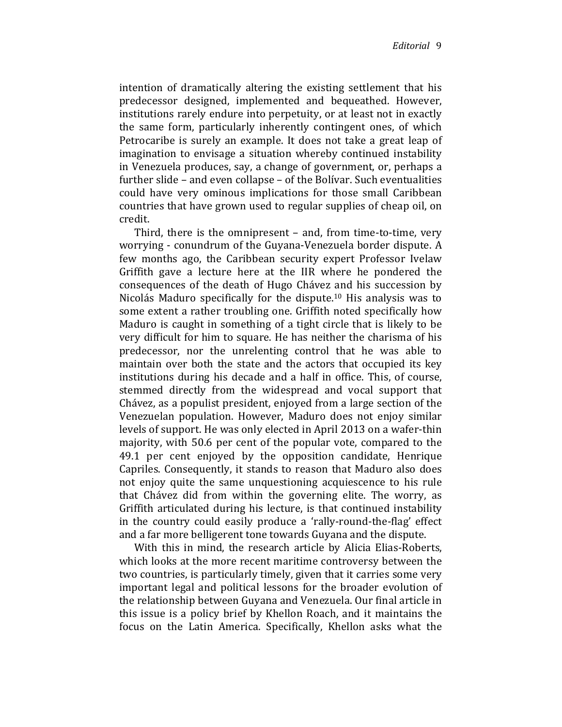intention of dramatically altering the existing settlement that his predecessor designed, implemented and bequeathed. However, institutions rarely endure into perpetuity, or at least not in exactly the same form, particularly inherently contingent ones, of which Petrocaribe is surely an example. It does not take a great leap of imagination to envisage a situation whereby continued instability in Venezuela produces, say, a change of government, or, perhaps a further slide – and even collapse – of the Bolívar. Such eventualities could have very ominous implications for those small Caribbean countries that have grown used to regular supplies of cheap oil, on credit.

Third, there is the omnipresent – and, from time-to-time, very worrying - conundrum of the Guyana-Venezuela border dispute. A few months ago, the Caribbean security expert Professor Ivelaw Griffith gave a lecture here at the IIR where he pondered the consequences of the death of Hugo Chávez and his succession by Nicolás Maduro specifically for the dispute.[10] His analysis was to some extent a rather troubling one. Griffith noted specifically how Maduro is caught in something of a tight circle that is likely to be very difficult for him to square. He has neither the charisma of his predecessor, nor the unrelenting control that he was able to maintain over both the state and the actors that occupied its key institutions during his decade and a half in office. This, of course, stemmed directly from the widespread and vocal support that Chávez, as a populist president, enjoyed from a large section of the Venezuelan population. However, Maduro does not enjoy similar levels of support. He was only elected in April 2013 on a wafer-thin majority, with 50.6 per cent of the popular vote, compared to the 49.1 per cent enjoyed by the opposition candidate, Henrique Capriles. Consequently, it stands to reason that Maduro also does not enjoy quite the same unquestioning acquiescence to his rule that Chávez did from within the governing elite. The worry, as Griffith articulated during his lecture, is that continued instability in the country could easily produce a 'rally-round-the-flag' effect and a far more belligerent tone towards Guyana and the dispute.

With this in mind, the research article by Alicia Elias-Roberts, which looks at the more recent maritime controversy between the two countries, is particularly timely, given that it carries some very important legal and political lessons for the broader evolution of the relationship between Guyana and Venezuela. Our final article in this issue is a policy brief by Khellon Roach, and it maintains the focus on the Latin America. Specifically, Khellon asks what the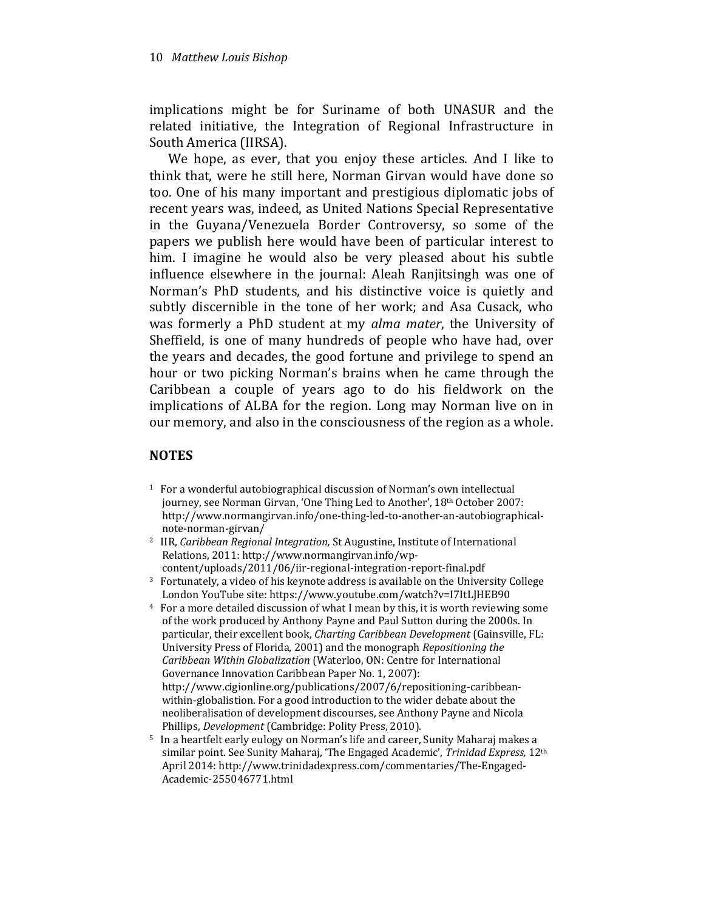implications might be for Suriname of both UNASUR and the related initiative, the Integration of Regional Infrastructure in South America (IIRSA).

We hope, as ever, that you enjoy these articles. And I like to think that, were he still here, Norman Girvan would have done so too. One of his many important and prestigious diplomatic jobs of recent years was, indeed, as United Nations Special Representative in the Guyana/Venezuela Border Controversy, so some of the papers we publish here would have been of particular interest to him. I imagine he would also be very pleased about his subtle influence elsewhere in the journal: Aleah Ranjitsingh was one of Norman's PhD students, and his distinctive voice is quietly and subtly discernible in the tone of her work; and Asa Cusack, who was formerly a PhD student at my *alma mater*, the University of Sheffield, is one of many hundreds of people who have had, over the years and decades, the good fortune and privilege to spend an hour or two picking Norman's brains when he came through the Caribbean a couple of years ago to do his fieldwork on the implications of ALBA for the region. Long may Norman live on in our memory, and also in the consciousness of the region as a whole.

## NOTES

1. For a wonderful autobiographical discussion of Norman's own intellectual journey, see Norman Girvan, 'One Thing Led to Another', 18th October 2007: http://www.normangirvan.info/one-thing-led-to-another-an-autobiographical-note-norman-girvan/
2. IIR, *Caribbean Regional Integration,* St Augustine, Institute of International Relations, 2011: http://www.normangirvan.info/wp-content/uploads/2011/06/iir-regional-integration-report-final.pdf
3. Fortunately, a video of his keynote address is available on the University College London YouTube site: https://www.youtube.com/watch?v=I7ItLJHEB90
4. For a more detailed discussion of what I mean by this, it is worth reviewing some of the work produced by Anthony Payne and Paul Sutton during the 2000s. In particular, their excellent book, *Charting Caribbean Development* (Gainsville, FL: University Press of Florida, 2001) and the monograph *Repositioning the Caribbean Within Globalization* (Waterloo, ON: Centre for International Governance Innovation Caribbean Paper No. 1, 2007): http://www.cigionline.org/publications/2007/6/repositioning-caribbean-within-globalistion. For a good introduction to the wider debate about the neoliberalisation of development discourses, see Anthony Payne and Nicola Phillips, *Development* (Cambridge: Polity Press, 2010).
5. In a heartfelt early eulogy on Norman's life and career, Sunity Maharaj makes a similar point. See Sunity Maharaj, 'The Engaged Academic', *Trinidad Express,* 12th April 2014: http://www.trinidadexpress.com/commentaries/The-Engaged-Academic-255046771.html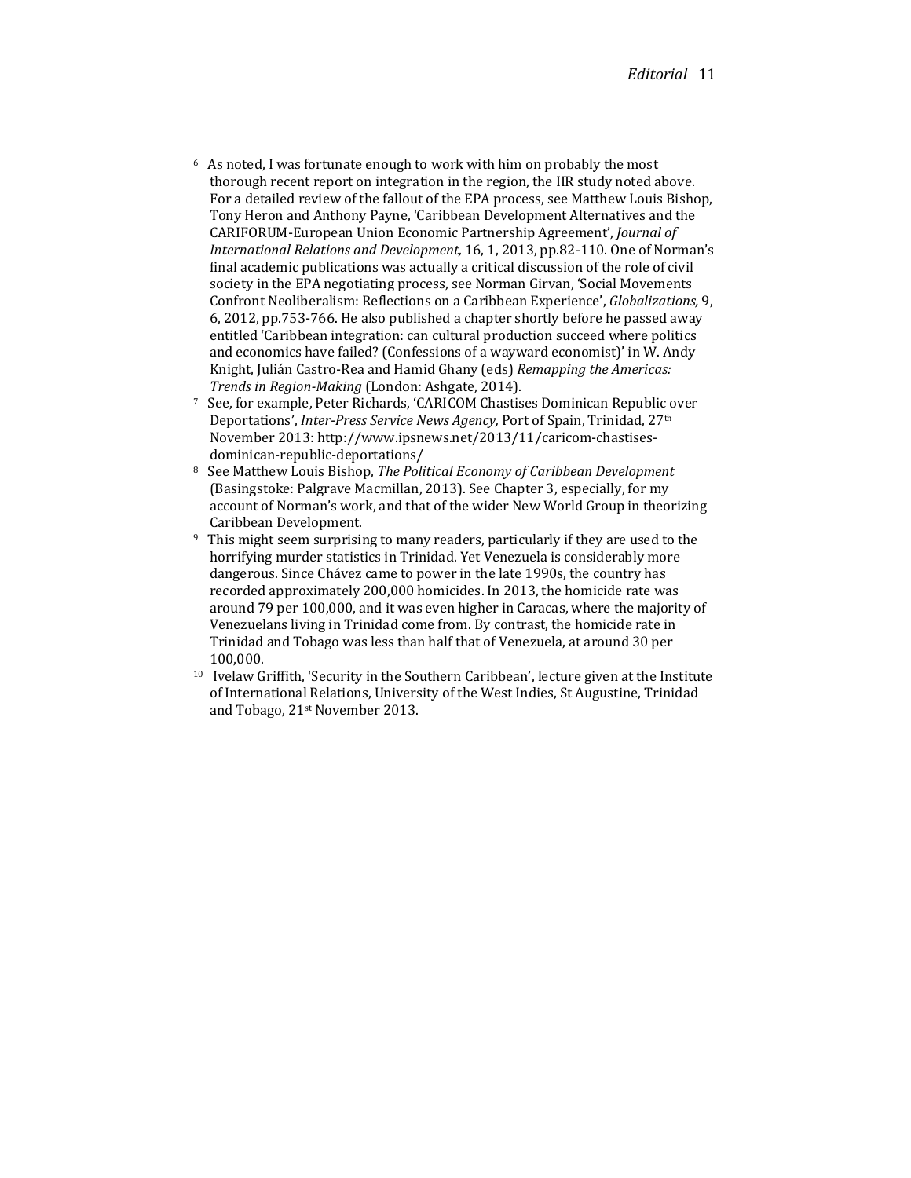[6] As noted, I was fortunate enough to work with him on probably the most thorough recent report on integration in the region, the IIR study noted above. For a detailed review of the fallout of the EPA process, see Matthew Louis Bishop, Tony Heron and Anthony Payne, 'Caribbean Development Alternatives and the CARIFORUM-European Union Economic Partnership Agreement', *Journal of International Relations and Development,* 16, 1, 2013, pp.82-110. One of Norman's final academic publications was actually a critical discussion of the role of civil society in the EPA negotiating process, see Norman Girvan, 'Social Movements Confront Neoliberalism: Reflections on a Caribbean Experience', *Globalizations,* 9, 6, 2012, pp.753-766. He also published a chapter shortly before he passed away entitled 'Caribbean integration: can cultural production succeed where politics and economics have failed? (Confessions of a wayward economist)' in W. Andy Knight, Julián Castro-Rea and Hamid Ghany (eds) *Remapping the Americas: Trends in Region-Making* (London: Ashgate, 2014).

[7] See, for example, Peter Richards, 'CARICOM Chastises Dominican Republic over Deportations', *Inter-Press Service News Agency,* Port of Spain, Trinidad, 27th November 2013: http://www.ipsnews.net/2013/11/caricom-chastises-dominican-republic-deportations/

[8] See Matthew Louis Bishop, *The Political Economy of Caribbean Development* (Basingstoke: Palgrave Macmillan, 2013). See Chapter 3, especially, for my account of Norman's work, and that of the wider New World Group in theorizing Caribbean Development.

[9] This might seem surprising to many readers, particularly if they are used to the horrifying murder statistics in Trinidad. Yet Venezuela is considerably more dangerous. Since Chávez came to power in the late 1990s, the country has recorded approximately 200,000 homicides. In 2013, the homicide rate was around 79 per 100,000, and it was even higher in Caracas, where the majority of Venezuelans living in Trinidad come from. By contrast, the homicide rate in Trinidad and Tobago was less than half that of Venezuela, at around 30 per 100,000.

[10] Ivelaw Griffith, 'Security in the Southern Caribbean', lecture given at the Institute of International Relations, University of the West Indies, St Augustine, Trinidad and Tobago, 21st November 2013.